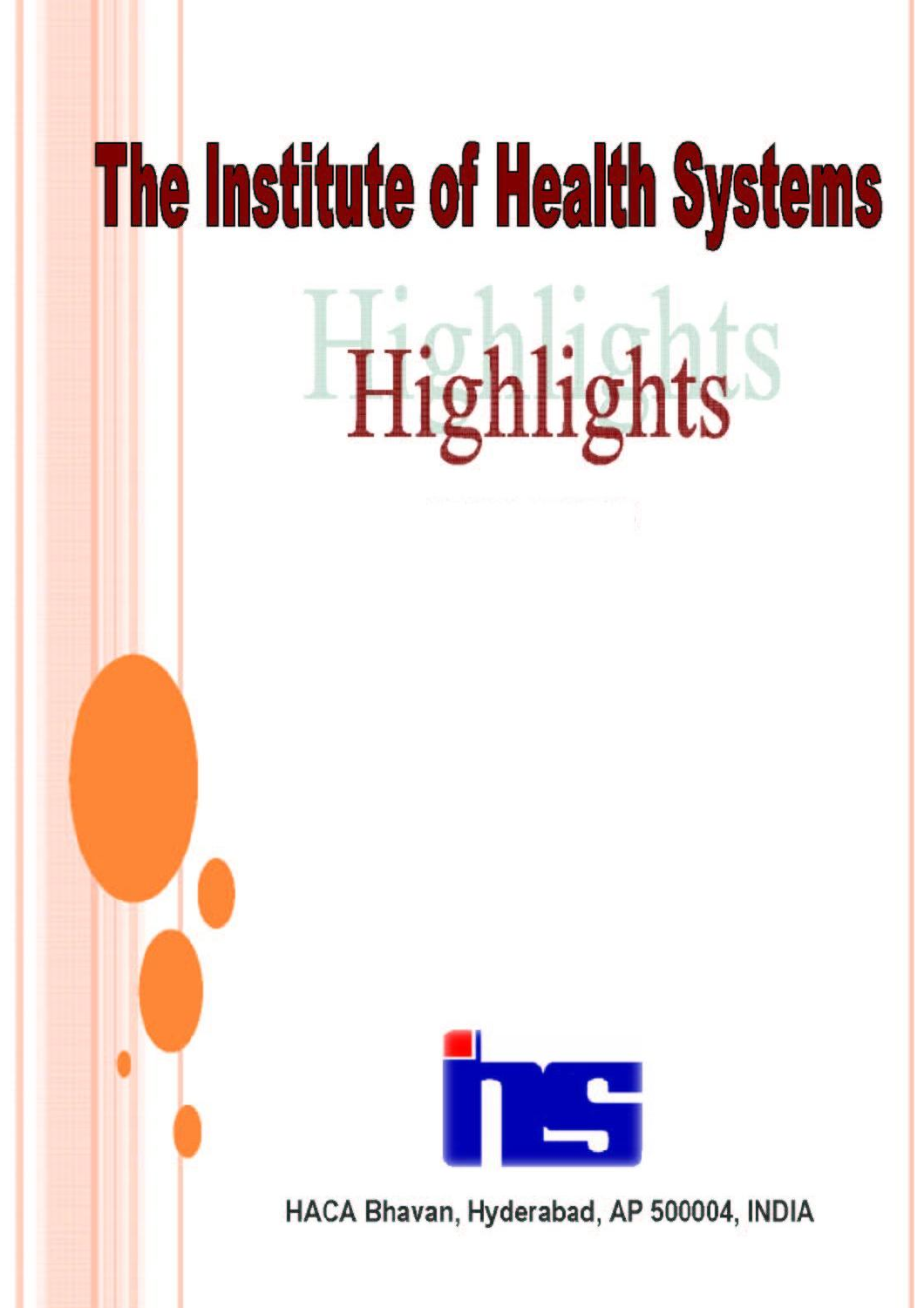# The Institute of Health Systems

## Highlights

IHS

HACA Bhavan, Hyderabad, AP 500004, INDIA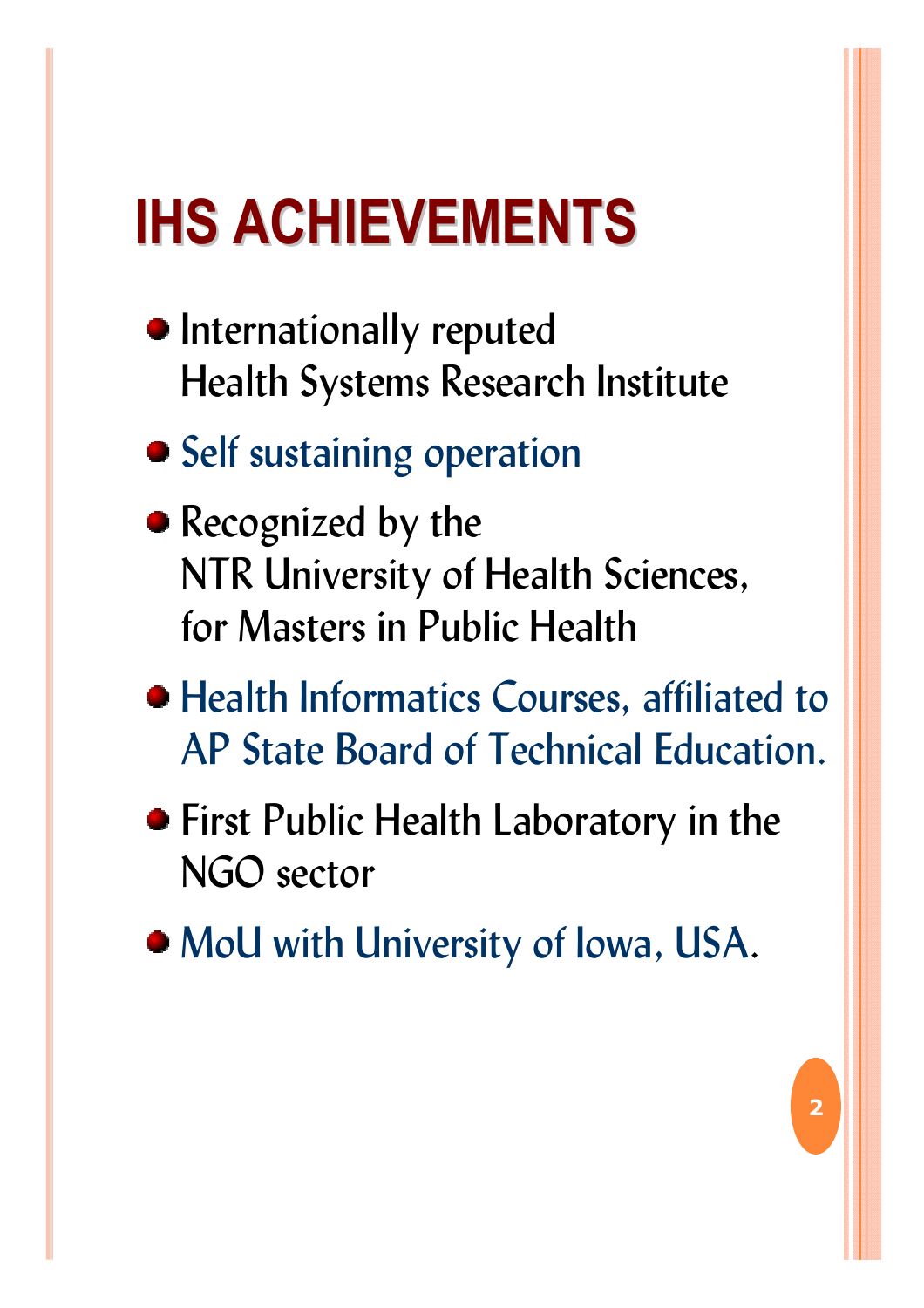# IHS ACHIEVEMENTS

- Internationally reputed Health Systems Research Institute
- Self sustaining operation
- Recognized by the NTR University of Health Sciences, for Masters in Public Health
- Health Informatics Courses, affiliated to AP State Board of Technical Education.
- First Public Health Laboratory in the NGO sector
- MoU with University of Iowa, USA.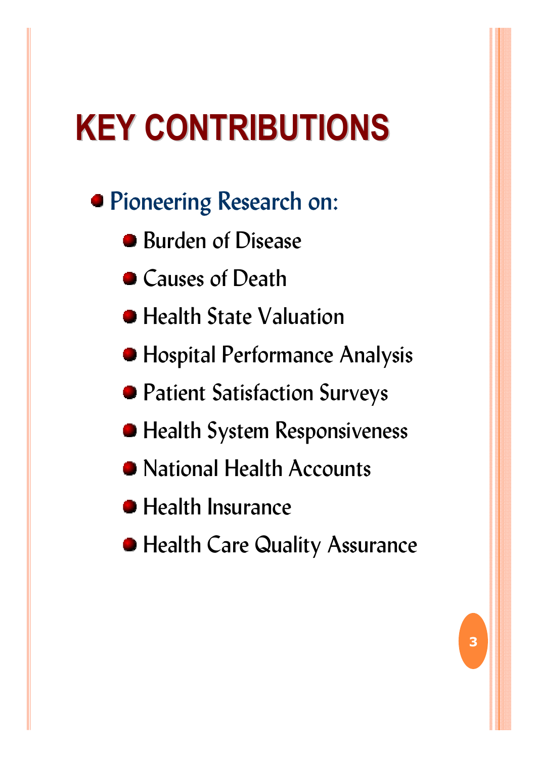# KEY CONTRIBUTIONS

- Pioneering Research on:
  - Burden of Disease
  - Causes of Death
  - Health State Valuation
  - Hospital Performance Analysis
  - Patient Satisfaction Surveys
  - Health System Responsiveness
  - National Health Accounts
  - Health Insurance
  - Health Care Quality Assurance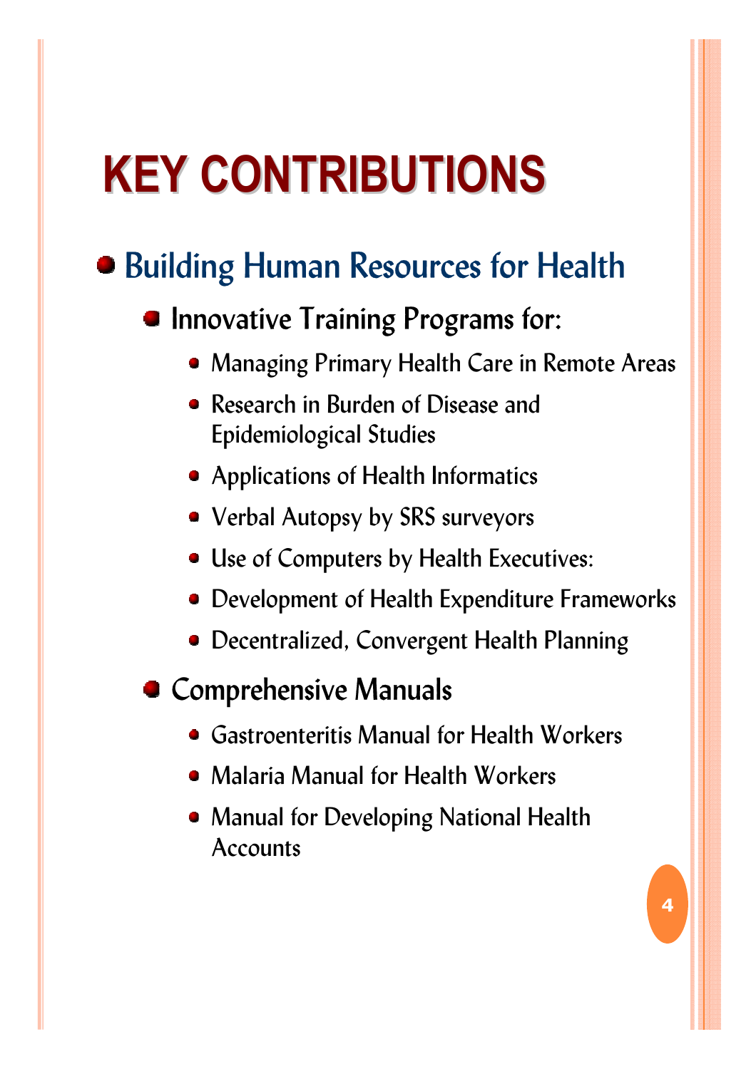# KEY CONTRIBUTIONS

- Building Human Resources for Health
  - Innovative Training Programs for:
    - Managing Primary Health Care in Remote Areas
    - Research in Burden of Disease and Epidemiological Studies
    - Applications of Health Informatics
    - Verbal Autopsy by SRS surveyors
    - Use of Computers by Health Executives:
    - Development of Health Expenditure Frameworks
    - Decentralized, Convergent Health Planning
  - Comprehensive Manuals
    - Gastroenteritis Manual for Health Workers
    - Malaria Manual for Health Workers
    - Manual for Developing National Health Accounts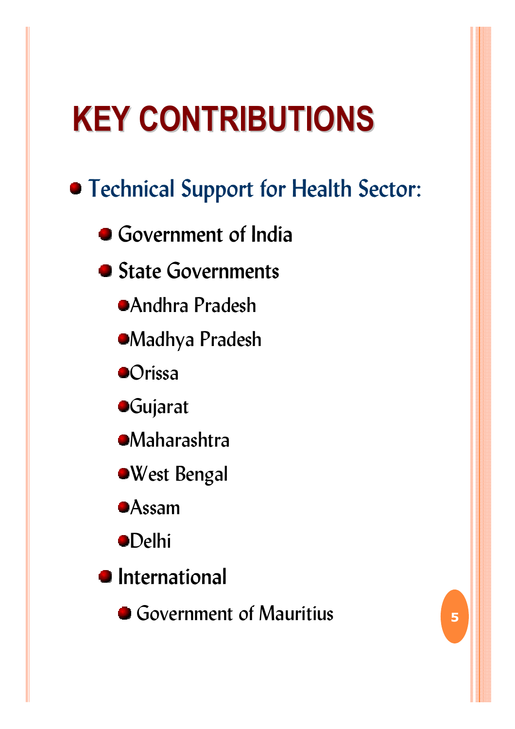# KEY CONTRIBUTIONS

- Technical Support for Health Sector:
  - Government of India
  - State Governments
    - Andhra Pradesh
    - Madhya Pradesh
    - Orissa
    - Gujarat
    - Maharashtra
    - West Bengal
    - Assam
    - Delhi
  - International
    - Government of Mauritius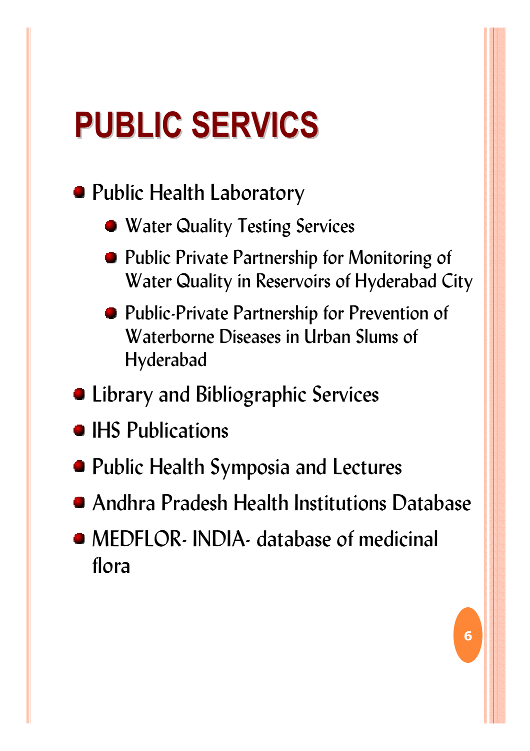# PUBLIC SERVICS

- Public Health Laboratory
  - Water Quality Testing Services
  - Public Private Partnership for Monitoring of Water Quality in Reservoirs of Hyderabad City
  - Public-Private Partnership for Prevention of Waterborne Diseases in Urban Slums of Hyderabad
- Library and Bibliographic Services
- IHS Publications
- Public Health Symposia and Lectures
- Andhra Pradesh Health Institutions Database
- MEDFLOR- INDIA- database of medicinal flora